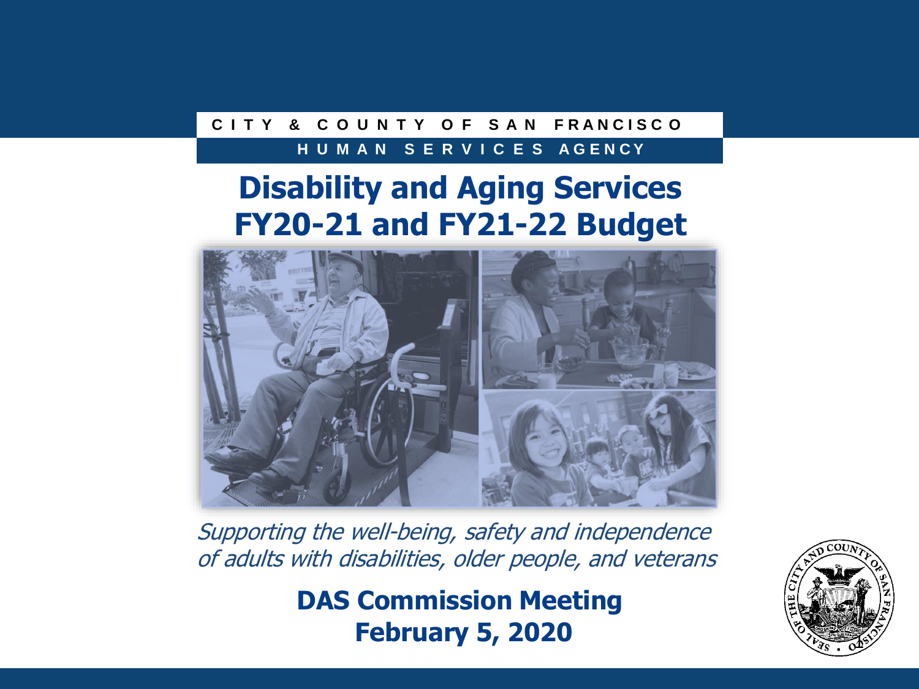CITY & COUNTY OF SAN FRANCISCO

HUMAN SERVICES AGENCY

# Disability and Aging Services FY20-21 and FY21-22 Budget

*Supporting the well-being, safety and independence of adults with disabilities, older people, and veterans*

**DAS Commission Meeting**
**February 5, 2020**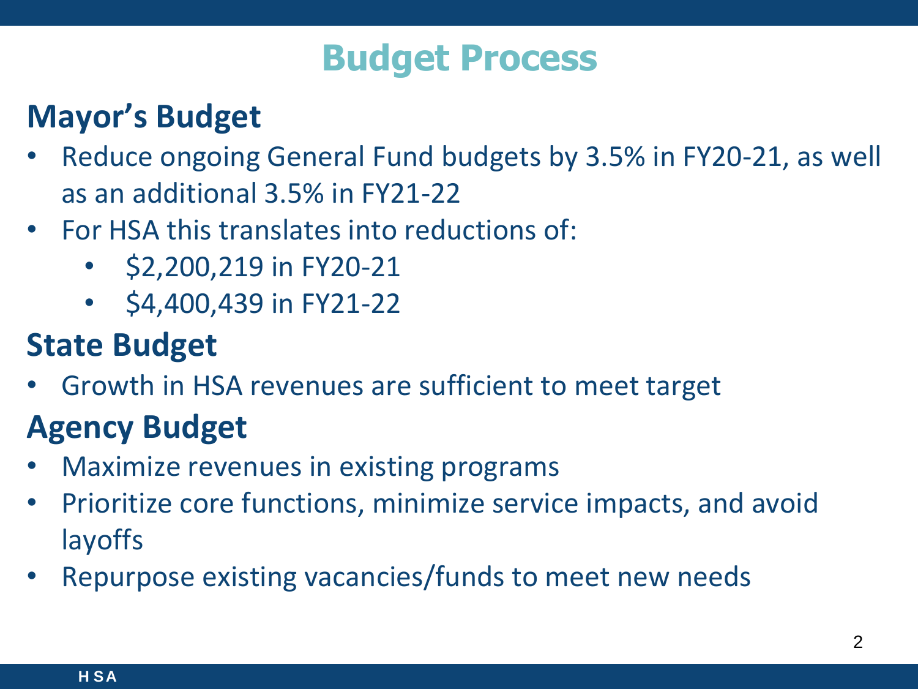# Budget Process

## Mayor's Budget

- Reduce ongoing General Fund budgets by 3.5% in FY20-21, as well as an additional 3.5% in FY21-22
- For HSA this translates into reductions of:
  - $2,200,219 in FY20-21
  - $4,400,439 in FY21-22

## State Budget

- Growth in HSA revenues are sufficient to meet target

## Agency Budget

- Maximize revenues in existing programs
- Prioritize core functions, minimize service impacts, and avoid layoffs
- Repurpose existing vacancies/funds to meet new needs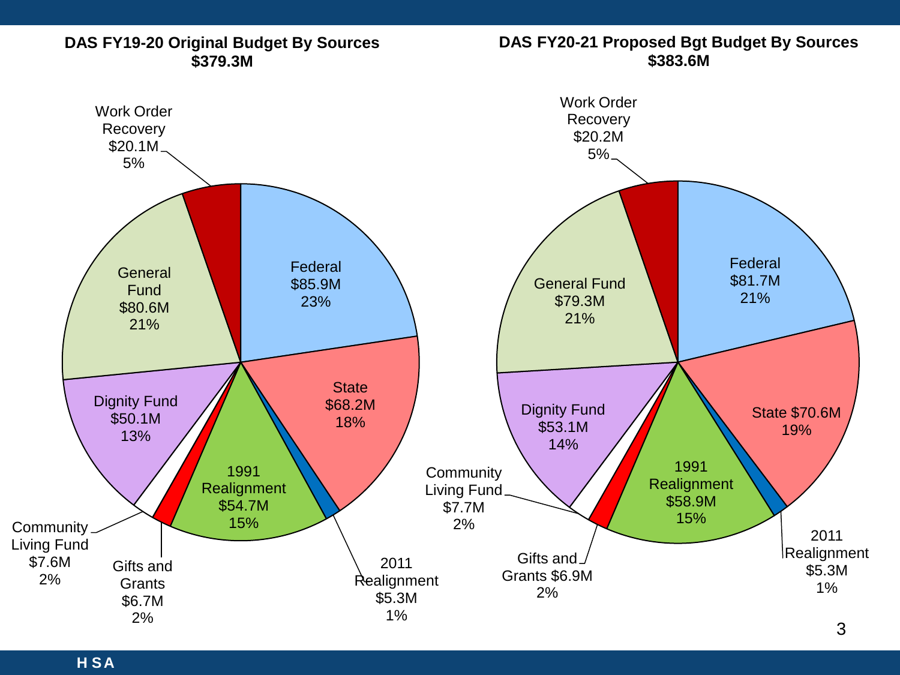## DAS FY19-20 Original Budget By Sources
**$379.3M**

| Source | Amount | Percent |
|---|---|---|
| Federal | $85.9M | 23% |
| State | $68.2M | 18% |
| 2011 Realignment | $5.3M | 1% |
| 1991 Realignment | $54.7M | 15% |
| Gifts and Grants | $6.7M | 2% |
| Community Living Fund | $7.6M | 2% |
| Dignity Fund | $50.1M | 13% |
| General Fund | $80.6M | 21% |
| Work Order Recovery | $20.1M | 5% |

## DAS FY20-21 Proposed Bgt Budget By Sources
**$383.6M**

| Source | Amount | Percent |
|---|---|---|
| Federal | $81.7M | 21% |
| State | $70.6M | 19% |
| 2011 Realignment | $5.3M | 1% |
| 1991 Realignment | $58.9M | 15% |
| Gifts and Grants | $6.9M | 2% |
| Community Living Fund | $7.7M | 2% |
| Dignity Fund | $53.1M | 14% |
| General Fund | $79.3M | 21% |
| Work Order Recovery | $20.2M | 5% |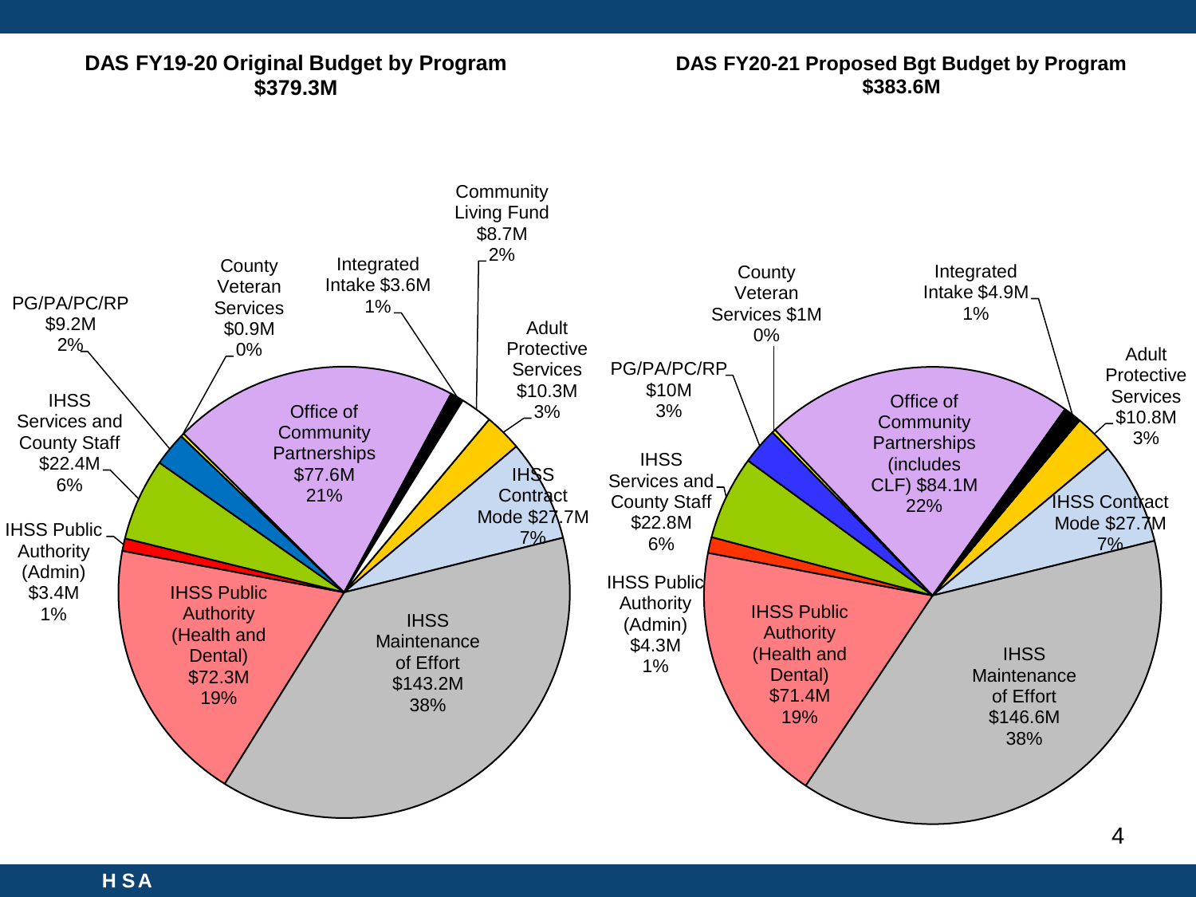## DAS FY19-20 Original Budget by Program
**$379.3M**

- Community Living Fund $8.7M 2%
- Integrated Intake $3.6M 1%
- County Veteran Services $0.9M 0%
- PG/PA/PC/RP $9.2M 2%
- IHSS Services and County Staff $22.4M 6%
- IHSS Public Authority (Admin) $3.4M 1%
- Office of Community Partnerships $77.6M 21%
- Adult Protective Services $10.3M 3%
- IHSS Contract Mode $27.7M 7%
- IHSS Public Authority (Health and Dental) $72.3M 19%
- IHSS Maintenance of Effort $143.2M 38%

## DAS FY20-21 Proposed Bgt Budget by Program
**$383.6M**

- County Veteran Services $1M 0%
- Integrated Intake $4.9M 1%
- Adult Protective Services $10.8M 3%
- PG/PA/PC/RP $10M 3%
- IHSS Services and County Staff $22.8M 6%
- IHSS Public Authority (Admin) $4.3M 1%
- Office of Community Partnerships (includes CLF) $84.1M 22%
- IHSS Contract Mode $27.7M 7%
- IHSS Public Authority (Health and Dental) $71.4M 19%
- IHSS Maintenance of Effort $146.6M 38%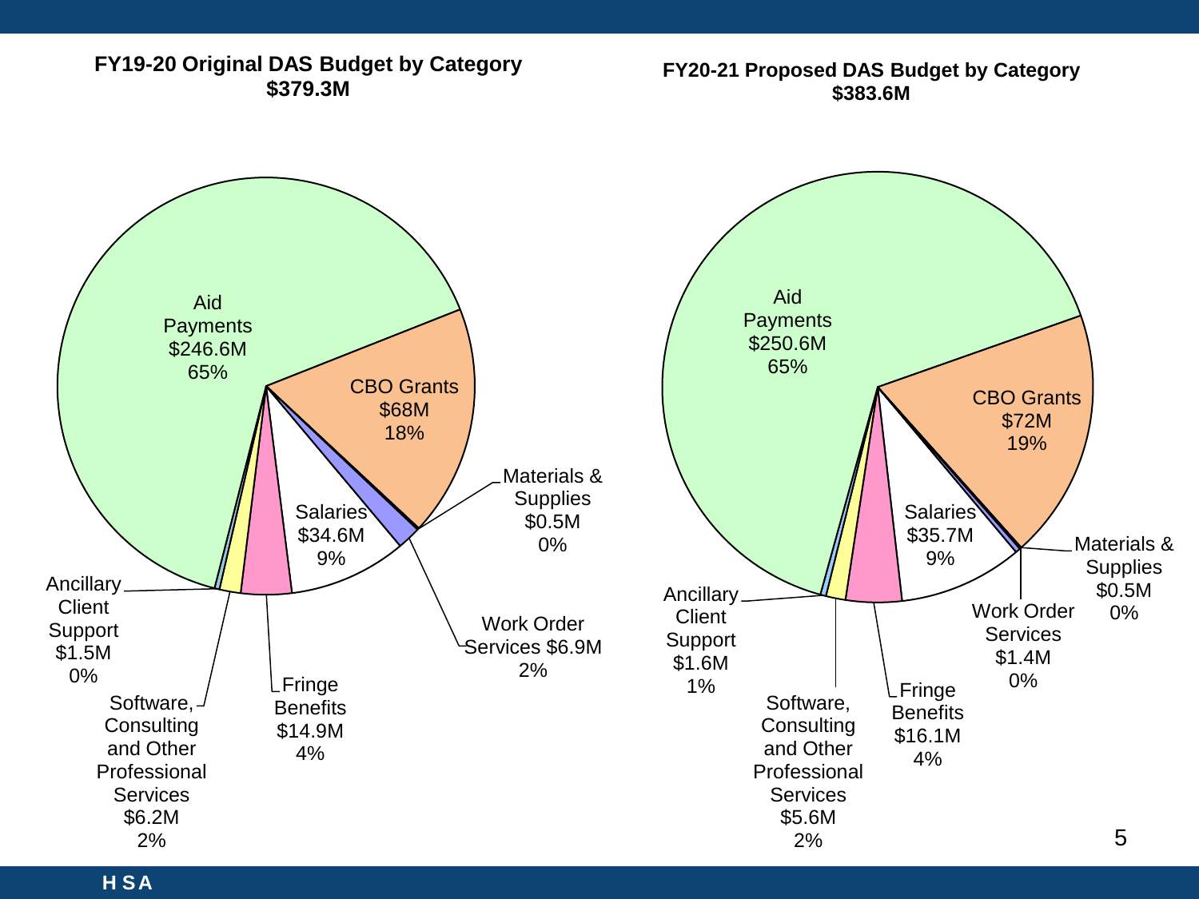## FY19-20 Original DAS Budget by Category
**$379.3M**

| Category | Amount | Percent |
| --- | --- | --- |
| Aid Payments | $246.6M | 65% |
| CBO Grants | $68M | 18% |
| Materials & Supplies | $0.5M | 0% |
| Work Order Services | $6.9M | 2% |
| Salaries | $34.6M | 9% |
| Fringe Benefits | $14.9M | 4% |
| Software, Consulting and Other Professional Services | $6.2M | 2% |
| Ancillary Client Support | $1.5M | 0% |

## FY20-21 Proposed DAS Budget by Category
**$383.6M**

| Category | Amount | Percent |
| --- | --- | --- |
| Aid Payments | $250.6M | 65% |
| CBO Grants | $72M | 19% |
| Materials & Supplies | $0.5M | 0% |
| Work Order Services | $1.4M | 0% |
| Salaries | $35.7M | 9% |
| Fringe Benefits | $16.1M | 4% |
| Software, Consulting and Other Professional Services | $5.6M | 2% |
| Ancillary Client Support | $1.6M | 1% |

HSA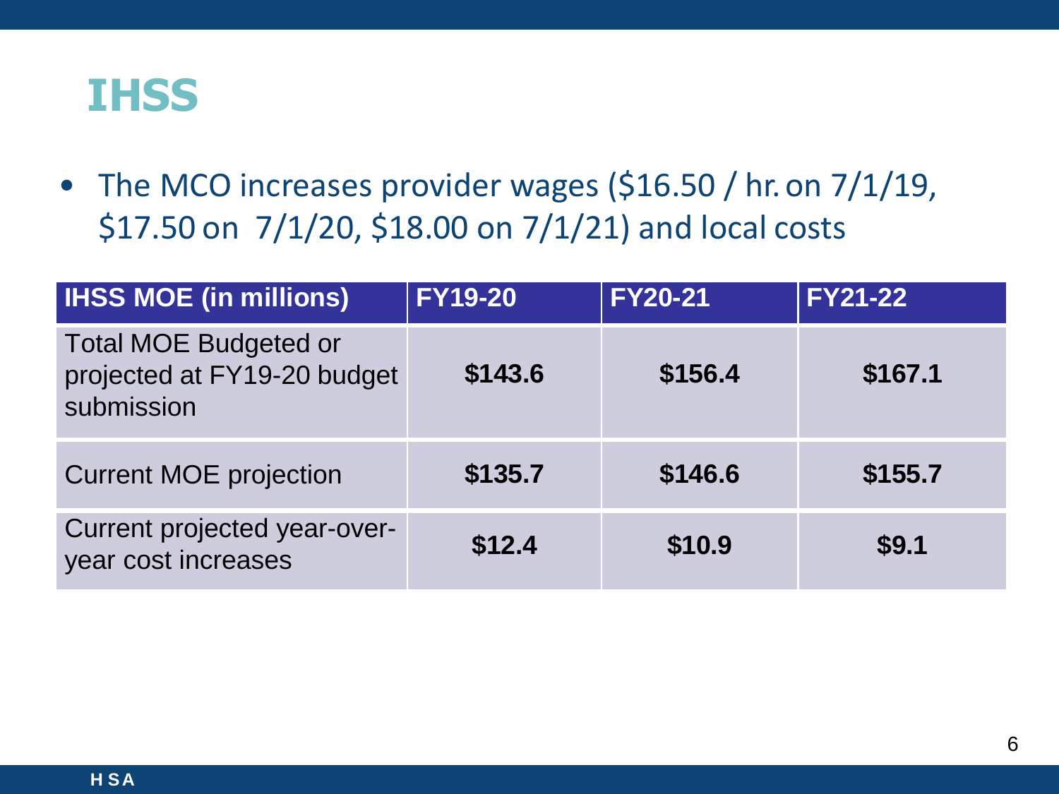# IHSS

- The MCO increases provider wages ($16.50 / hr. on 7/1/19, $17.50 on 7/1/20, $18.00 on 7/1/21) and local costs

| IHSS MOE (in millions) | FY19-20 | FY20-21 | FY21-22 |
|---|---|---|---|
| Total MOE Budgeted or projected at FY19-20 budget submission | **$143.6** | **$156.4** | **$167.1** |
| Current MOE projection | **$135.7** | **$146.6** | **$155.7** |
| Current projected year-over-year cost increases | **$12.4** | **$10.9** | **$9.1** |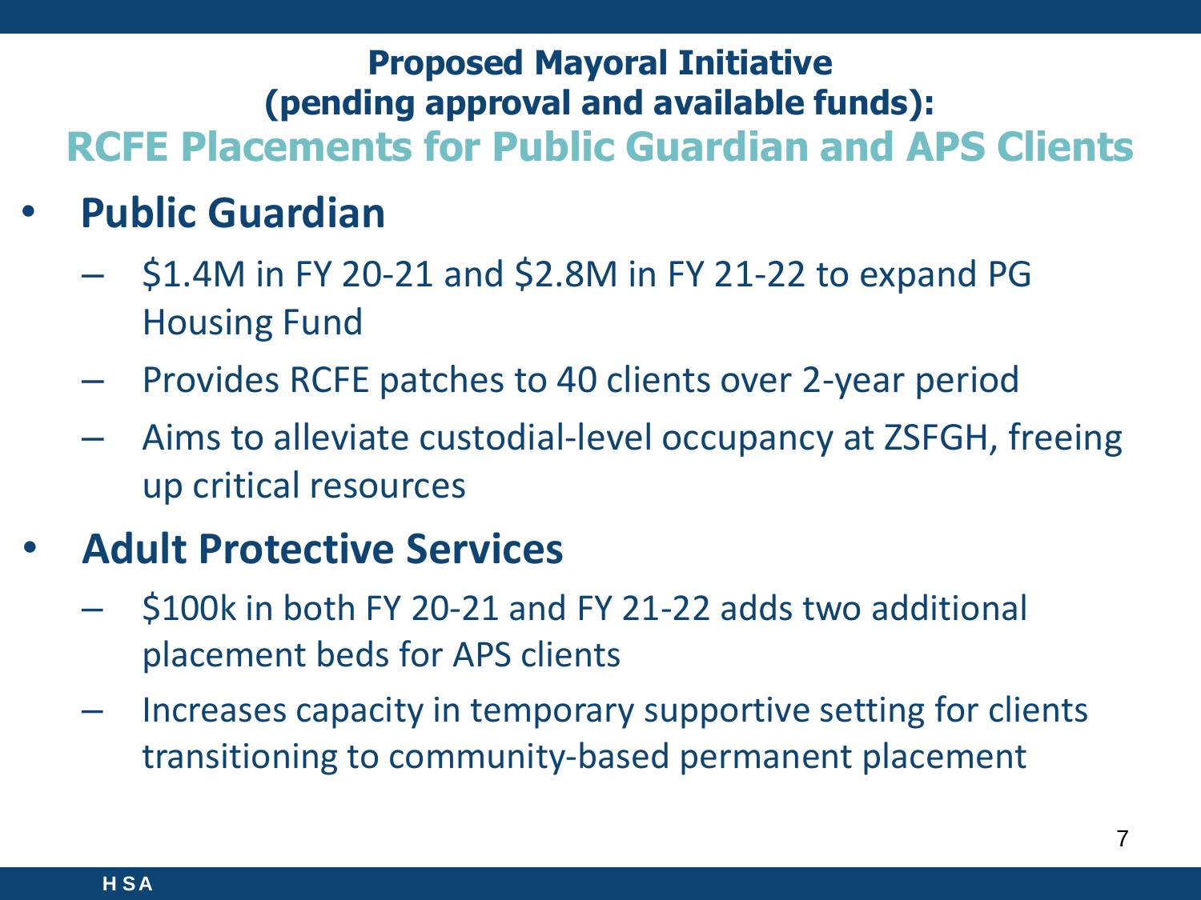## Proposed Mayoral Initiative (pending approval and available funds):

# RCFE Placements for Public Guardian and APS Clients

- **Public Guardian**
  - $1.4M in FY 20-21 and $2.8M in FY 21-22 to expand PG Housing Fund
  - Provides RCFE patches to 40 clients over 2-year period
  - Aims to alleviate custodial-level occupancy at ZSFGH, freeing up critical resources
- **Adult Protective Services**
  - $100k in both FY 20-21 and FY 21-22 adds two additional placement beds for APS clients
  - Increases capacity in temporary supportive setting for clients transitioning to community-based permanent placement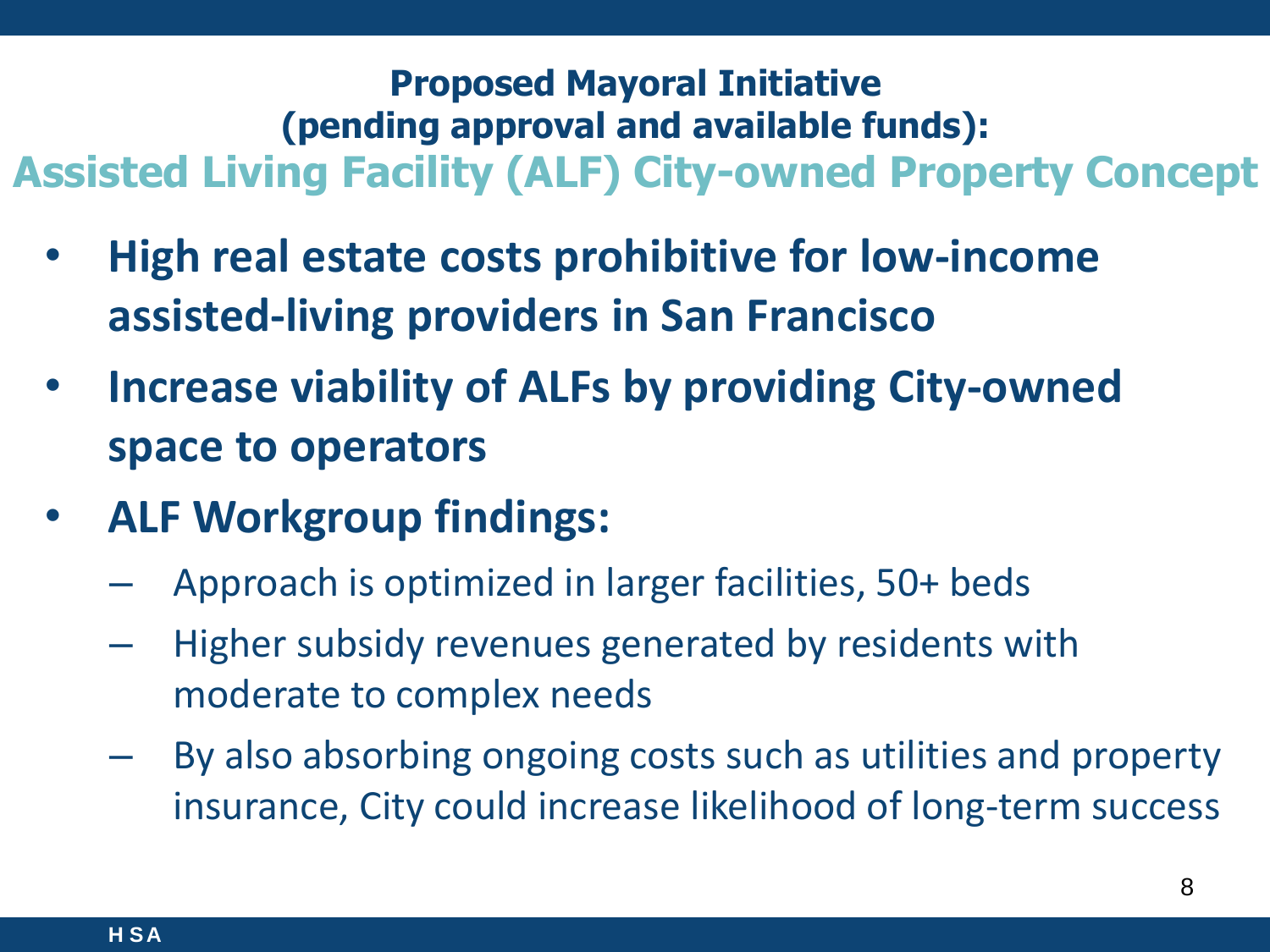## Proposed Mayoral Initiative (pending approval and available funds):

# Assisted Living Facility (ALF) City-owned Property Concept

- **High real estate costs prohibitive for low-income assisted-living providers in San Francisco**
- **Increase viability of ALFs by providing City-owned space to operators**
- **ALF Workgroup findings:**
  - Approach is optimized in larger facilities, 50+ beds
  - Higher subsidy revenues generated by residents with moderate to complex needs
  - By also absorbing ongoing costs such as utilities and property insurance, City could increase likelihood of long-term success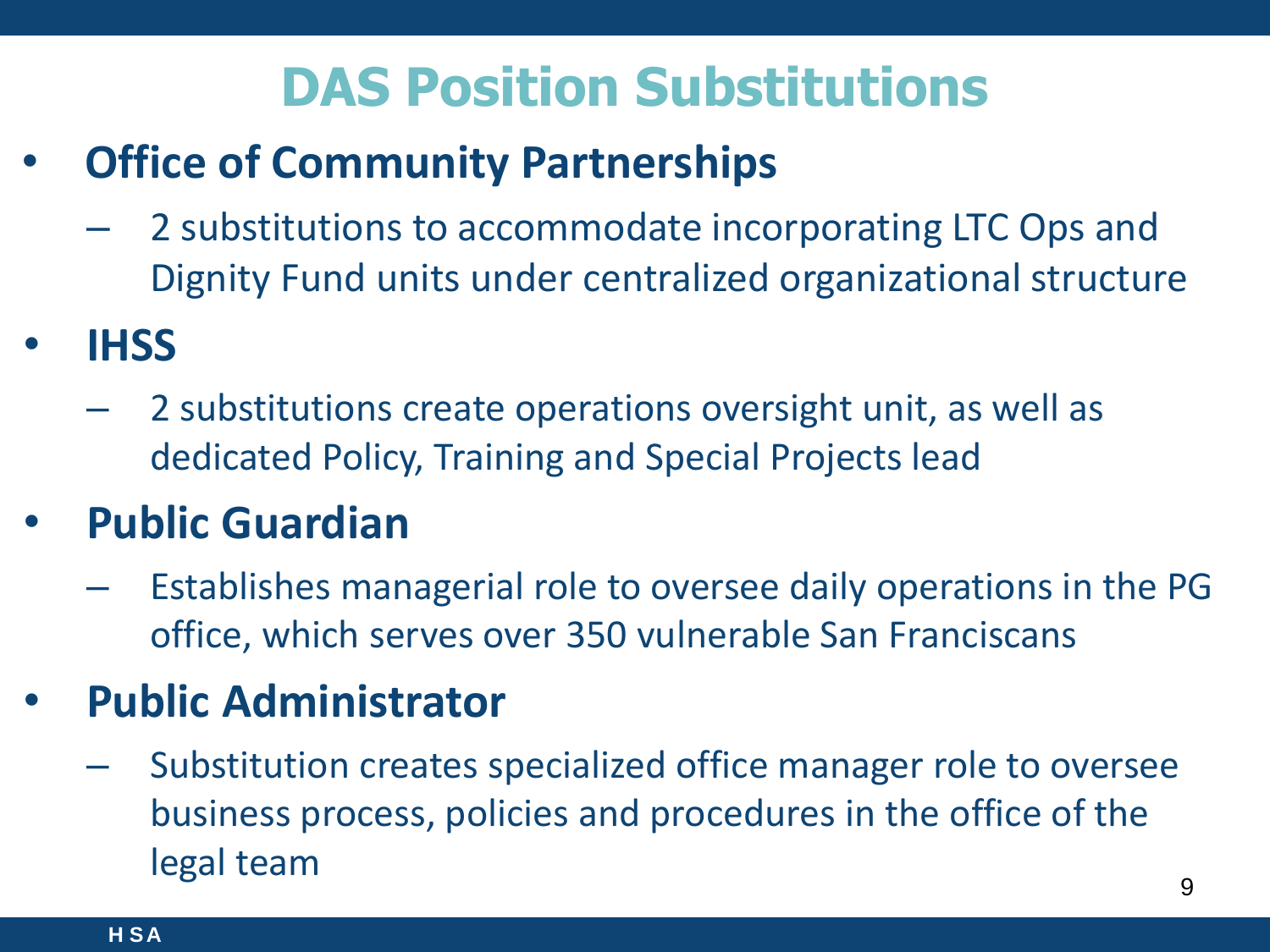# DAS Position Substitutions

- **Office of Community Partnerships**
  - 2 substitutions to accommodate incorporating LTC Ops and Dignity Fund units under centralized organizational structure
- **IHSS**
  - 2 substitutions create operations oversight unit, as well as dedicated Policy, Training and Special Projects lead
- **Public Guardian**
  - Establishes managerial role to oversee daily operations in the PG office, which serves over 350 vulnerable San Franciscans
- **Public Administrator**
  - Substitution creates specialized office manager role to oversee business process, policies and procedures in the office of the legal team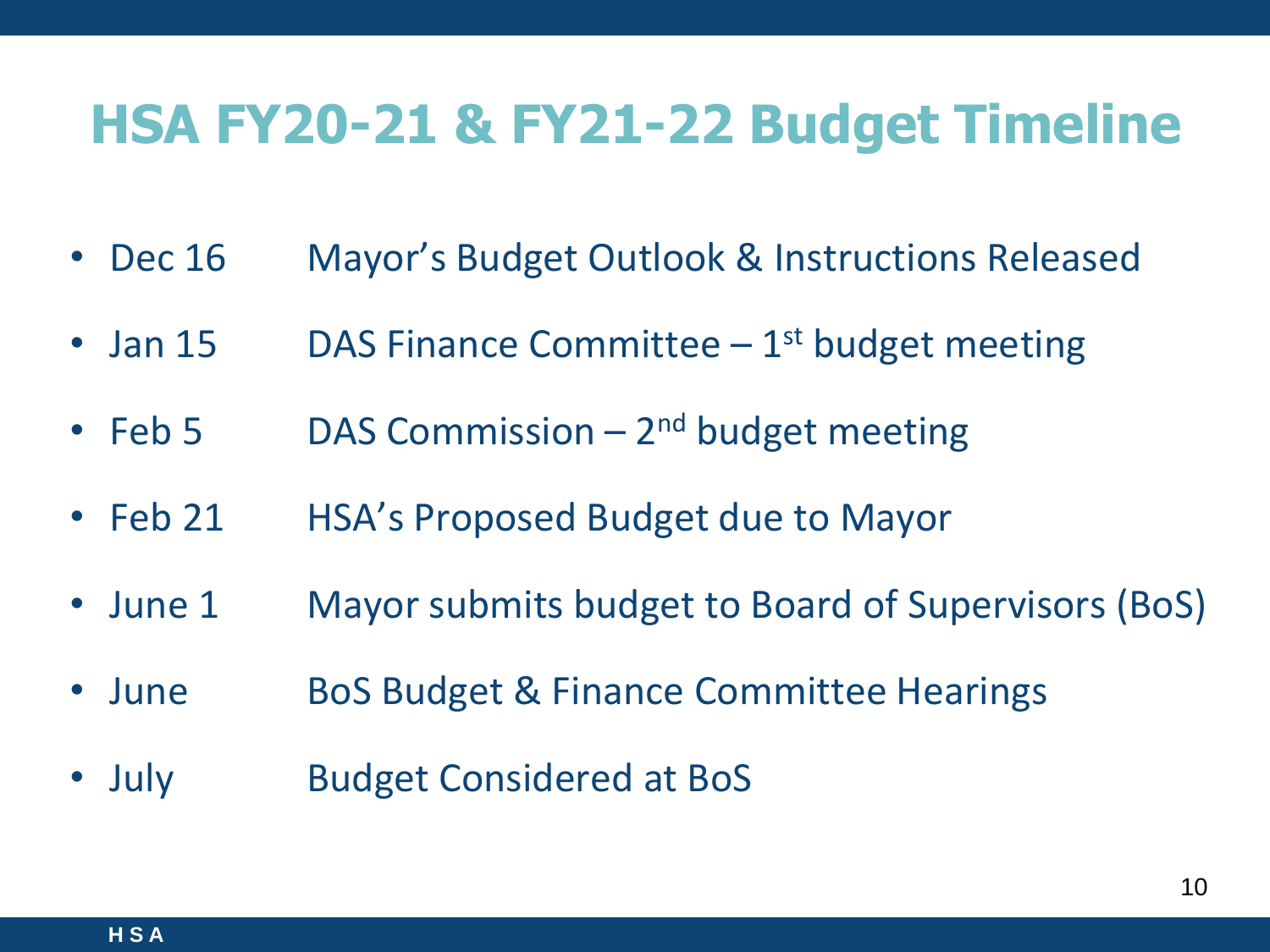# HSA FY20-21 & FY21-22 Budget Timeline

- Dec 16 Mayor's Budget Outlook & Instructions Released
- Jan 15 DAS Finance Committee – 1st budget meeting
- Feb 5 DAS Commission – 2nd budget meeting
- Feb 21 HSA's Proposed Budget due to Mayor
- June 1 Mayor submits budget to Board of Supervisors (BoS)
- June BoS Budget & Finance Committee Hearings
- July Budget Considered at BoS